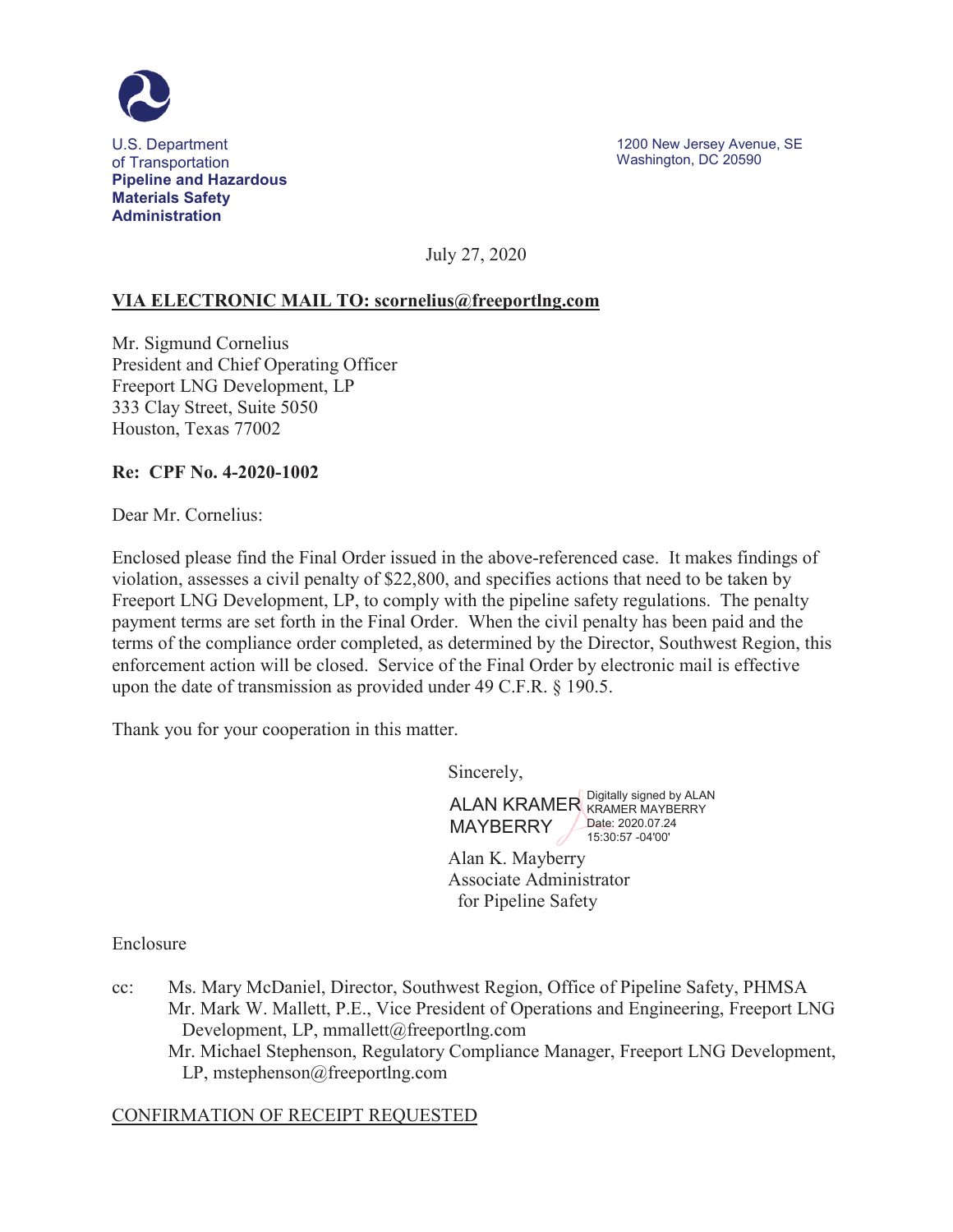U.S. Department
of Transportation
**Pipeline and Hazardous Materials Safety Administration**

1200 New Jersey Avenue, SE
Washington, DC 20590

July 27, 2020

**VIA ELECTRONIC MAIL TO: scornelius@freeportlng.com**

Mr. Sigmund Cornelius
President and Chief Operating Officer
Freeport LNG Development, LP
333 Clay Street, Suite 5050
Houston, Texas 77002

**Re: CPF No. 4-2020-1002**

Dear Mr. Cornelius:

Enclosed please find the Final Order issued in the above-referenced case. It makes findings of violation, assesses a civil penalty of $22,800, and specifies actions that need to be taken by Freeport LNG Development, LP, to comply with the pipeline safety regulations. The penalty payment terms are set forth in the Final Order. When the civil penalty has been paid and the terms of the compliance order completed, as determined by the Director, Southwest Region, this enforcement action will be closed. Service of the Final Order by electronic mail is effective upon the date of transmission as provided under 49 C.F.R. § 190.5.

Thank you for your cooperation in this matter.

Sincerely,

ALAN KRAMER MAYBERRY
Digitally signed by ALAN KRAMER MAYBERRY
Date: 2020.07.24 15:30:57 -04'00'

Alan K. Mayberry
Associate Administrator
for Pipeline Safety

Enclosure

cc: Ms. Mary McDaniel, Director, Southwest Region, Office of Pipeline Safety, PHMSA
Mr. Mark W. Mallett, P.E., Vice President of Operations and Engineering, Freeport LNG Development, LP, mmallett@freeportlng.com
Mr. Michael Stephenson, Regulatory Compliance Manager, Freeport LNG Development, LP, mstephenson@freeportlng.com

CONFIRMATION OF RECEIPT REQUESTED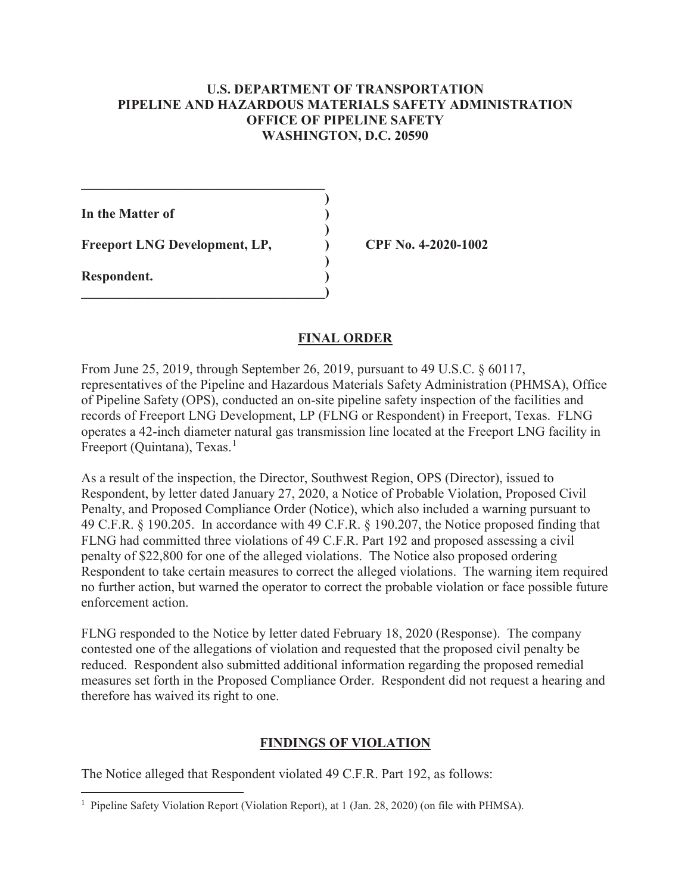**U.S. DEPARTMENT OF TRANSPORTATION**
**PIPELINE AND HAZARDOUS MATERIALS SAFETY ADMINISTRATION**
**OFFICE OF PIPELINE SAFETY**
**WASHINGTON, D.C. 20590**

| | |
|---|---|
| **In the Matter of** | |
| **Freeport LNG Development, LP,** | **CPF No. 4-2020-1002** |
| **Respondent.** | |

## FINAL ORDER

From June 25, 2019, through September 26, 2019, pursuant to 49 U.S.C. § 60117, representatives of the Pipeline and Hazardous Materials Safety Administration (PHMSA), Office of Pipeline Safety (OPS), conducted an on-site pipeline safety inspection of the facilities and records of Freeport LNG Development, LP (FLNG or Respondent) in Freeport, Texas. FLNG operates a 42-inch diameter natural gas transmission line located at the Freeport LNG facility in Freeport (Quintana), Texas.[1]

As a result of the inspection, the Director, Southwest Region, OPS (Director), issued to Respondent, by letter dated January 27, 2020, a Notice of Probable Violation, Proposed Civil Penalty, and Proposed Compliance Order (Notice), which also included a warning pursuant to 49 C.F.R. § 190.205. In accordance with 49 C.F.R. § 190.207, the Notice proposed finding that FLNG had committed three violations of 49 C.F.R. Part 192 and proposed assessing a civil penalty of $22,800 for one of the alleged violations. The Notice also proposed ordering Respondent to take certain measures to correct the alleged violations. The warning item required no further action, but warned the operator to correct the probable violation or face possible future enforcement action.

FLNG responded to the Notice by letter dated February 18, 2020 (Response). The company contested one of the allegations of violation and requested that the proposed civil penalty be reduced. Respondent also submitted additional information regarding the proposed remedial measures set forth in the Proposed Compliance Order. Respondent did not request a hearing and therefore has waived its right to one.

## FINDINGS OF VIOLATION

The Notice alleged that Respondent violated 49 C.F.R. Part 192, as follows:

[1] Pipeline Safety Violation Report (Violation Report), at 1 (Jan. 28, 2020) (on file with PHMSA).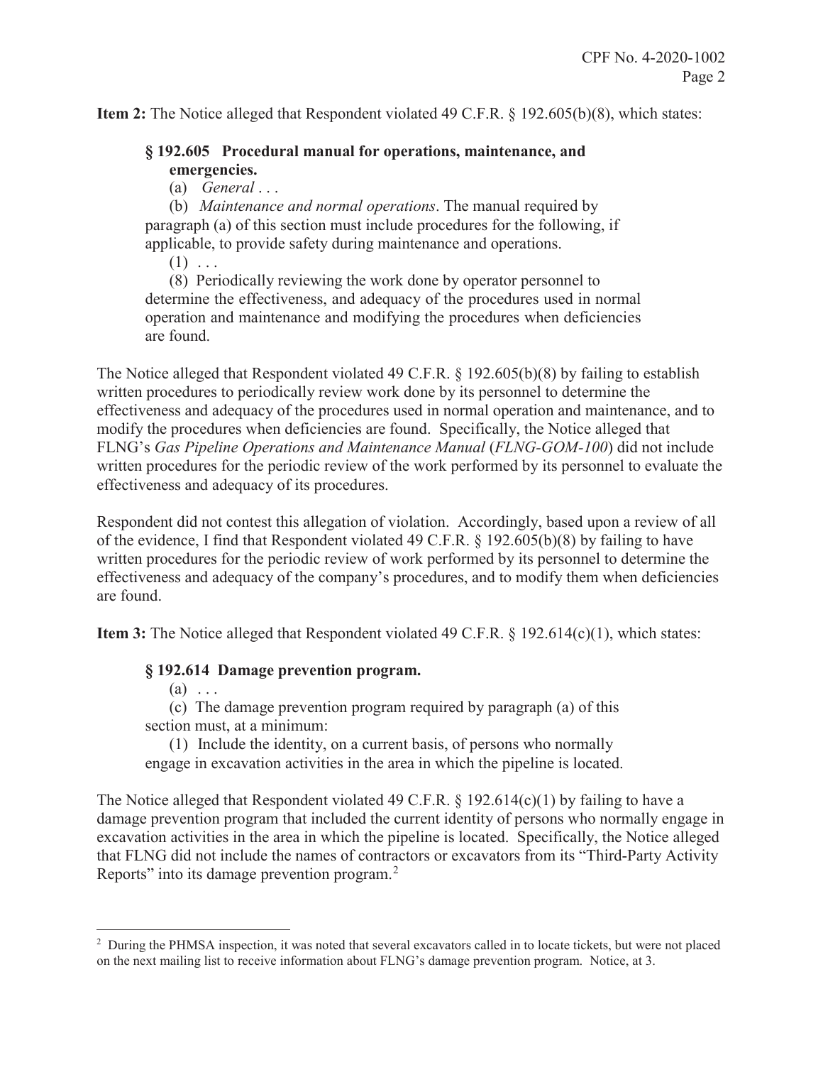**Item 2:** The Notice alleged that Respondent violated 49 C.F.R. § 192.605(b)(8), which states:

> **§ 192.605 Procedural manual for operations, maintenance, and emergencies.**
>
> (a) *General* . . .
>
> (b) *Maintenance and normal operations*. The manual required by paragraph (a) of this section must include procedures for the following, if applicable, to provide safety during maintenance and operations.
>
> (1) . . .
>
> (8) Periodically reviewing the work done by operator personnel to determine the effectiveness, and adequacy of the procedures used in normal operation and maintenance and modifying the procedures when deficiencies are found.

The Notice alleged that Respondent violated 49 C.F.R. § 192.605(b)(8) by failing to establish written procedures to periodically review work done by its personnel to determine the effectiveness and adequacy of the procedures used in normal operation and maintenance, and to modify the procedures when deficiencies are found. Specifically, the Notice alleged that FLNG's *Gas Pipeline Operations and Maintenance Manual* (*FLNG-GOM-100*) did not include written procedures for the periodic review of the work performed by its personnel to evaluate the effectiveness and adequacy of its procedures.

Respondent did not contest this allegation of violation. Accordingly, based upon a review of all of the evidence, I find that Respondent violated 49 C.F.R. § 192.605(b)(8) by failing to have written procedures for the periodic review of work performed by its personnel to determine the effectiveness and adequacy of the company's procedures, and to modify them when deficiencies are found.

**Item 3:** The Notice alleged that Respondent violated 49 C.F.R. § 192.614(c)(1), which states:

> **§ 192.614 Damage prevention program.**
>
> (a) . . .
>
> (c) The damage prevention program required by paragraph (a) of this section must, at a minimum:
>
> (1) Include the identity, on a current basis, of persons who normally engage in excavation activities in the area in which the pipeline is located.

The Notice alleged that Respondent violated 49 C.F.R. § 192.614(c)(1) by failing to have a damage prevention program that included the current identity of persons who normally engage in excavation activities in the area in which the pipeline is located. Specifically, the Notice alleged that FLNG did not include the names of contractors or excavators from its "Third-Party Activity Reports" into its damage prevention program.[2]

---

[2] During the PHMSA inspection, it was noted that several excavators called in to locate tickets, but were not placed on the next mailing list to receive information about FLNG's damage prevention program. Notice, at 3.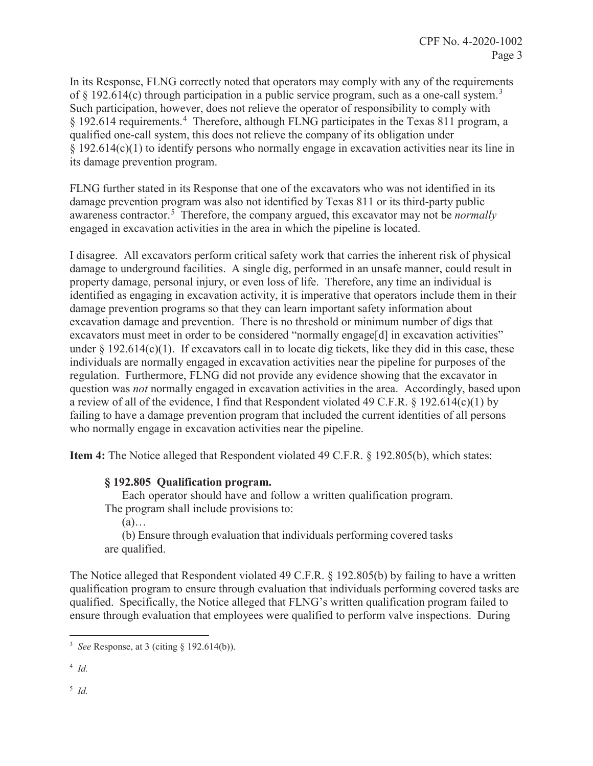In its Response, FLNG correctly noted that operators may comply with any of the requirements of § 192.614(c) through participation in a public service program, such as a one-call system.[3] Such participation, however, does not relieve the operator of responsibility to comply with § 192.614 requirements.[4] Therefore, although FLNG participates in the Texas 811 program, a qualified one-call system, this does not relieve the company of its obligation under § 192.614(c)(1) to identify persons who normally engage in excavation activities near its line in its damage prevention program.

FLNG further stated in its Response that one of the excavators who was not identified in its damage prevention program was also not identified by Texas 811 or its third-party public awareness contractor.[5] Therefore, the company argued, this excavator may not be *normally* engaged in excavation activities in the area in which the pipeline is located.

I disagree. All excavators perform critical safety work that carries the inherent risk of physical damage to underground facilities. A single dig, performed in an unsafe manner, could result in property damage, personal injury, or even loss of life. Therefore, any time an individual is identified as engaging in excavation activity, it is imperative that operators include them in their damage prevention programs so that they can learn important safety information about excavation damage and prevention. There is no threshold or minimum number of digs that excavators must meet in order to be considered "normally engage[d] in excavation activities" under § 192.614(c)(1). If excavators call in to locate dig tickets, like they did in this case, these individuals are normally engaged in excavation activities near the pipeline for purposes of the regulation. Furthermore, FLNG did not provide any evidence showing that the excavator in question was *not* normally engaged in excavation activities in the area. Accordingly, based upon a review of all of the evidence, I find that Respondent violated 49 C.F.R. § 192.614(c)(1) by failing to have a damage prevention program that included the current identities of all persons who normally engage in excavation activities near the pipeline.

**Item 4:** The Notice alleged that Respondent violated 49 C.F.R. § 192.805(b), which states:

> **§ 192.805 Qualification program.**
>
> Each operator should have and follow a written qualification program. The program shall include provisions to:
>
> (a)…
>
> (b) Ensure through evaluation that individuals performing covered tasks are qualified.

The Notice alleged that Respondent violated 49 C.F.R. § 192.805(b) by failing to have a written qualification program to ensure through evaluation that individuals performing covered tasks are qualified. Specifically, the Notice alleged that FLNG's written qualification program failed to ensure through evaluation that employees were qualified to perform valve inspections. During

---

[3] *See* Response, at 3 (citing § 192.614(b)).

[4] *Id.*

[5] *Id.*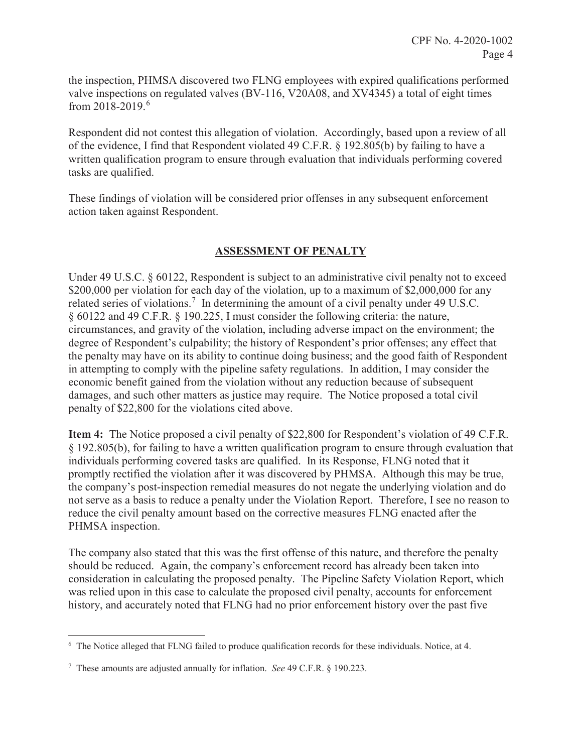the inspection, PHMSA discovered two FLNG employees with expired qualifications performed valve inspections on regulated valves (BV-116, V20A08, and XV4345) a total of eight times from 2018-2019.[6]

Respondent did not contest this allegation of violation. Accordingly, based upon a review of all of the evidence, I find that Respondent violated 49 C.F.R. § 192.805(b) by failing to have a written qualification program to ensure through evaluation that individuals performing covered tasks are qualified.

These findings of violation will be considered prior offenses in any subsequent enforcement action taken against Respondent.

## ASSESSMENT OF PENALTY

Under 49 U.S.C. § 60122, Respondent is subject to an administrative civil penalty not to exceed $200,000 per violation for each day of the violation, up to a maximum of $2,000,000 for any related series of violations.[7] In determining the amount of a civil penalty under 49 U.S.C. § 60122 and 49 C.F.R. § 190.225, I must consider the following criteria: the nature, circumstances, and gravity of the violation, including adverse impact on the environment; the degree of Respondent's culpability; the history of Respondent's prior offenses; any effect that the penalty may have on its ability to continue doing business; and the good faith of Respondent in attempting to comply with the pipeline safety regulations. In addition, I may consider the economic benefit gained from the violation without any reduction because of subsequent damages, and such other matters as justice may require. The Notice proposed a total civil penalty of $22,800 for the violations cited above.

**Item 4:** The Notice proposed a civil penalty of $22,800 for Respondent's violation of 49 C.F.R. § 192.805(b), for failing to have a written qualification program to ensure through evaluation that individuals performing covered tasks are qualified. In its Response, FLNG noted that it promptly rectified the violation after it was discovered by PHMSA. Although this may be true, the company's post-inspection remedial measures do not negate the underlying violation and do not serve as a basis to reduce a penalty under the Violation Report. Therefore, I see no reason to reduce the civil penalty amount based on the corrective measures FLNG enacted after the PHMSA inspection.

The company also stated that this was the first offense of this nature, and therefore the penalty should be reduced. Again, the company's enforcement record has already been taken into consideration in calculating the proposed penalty. The Pipeline Safety Violation Report, which was relied upon in this case to calculate the proposed civil penalty, accounts for enforcement history, and accurately noted that FLNG had no prior enforcement history over the past five

---

[6] The Notice alleged that FLNG failed to produce qualification records for these individuals. Notice, at 4.

[7] These amounts are adjusted annually for inflation. *See* 49 C.F.R. § 190.223.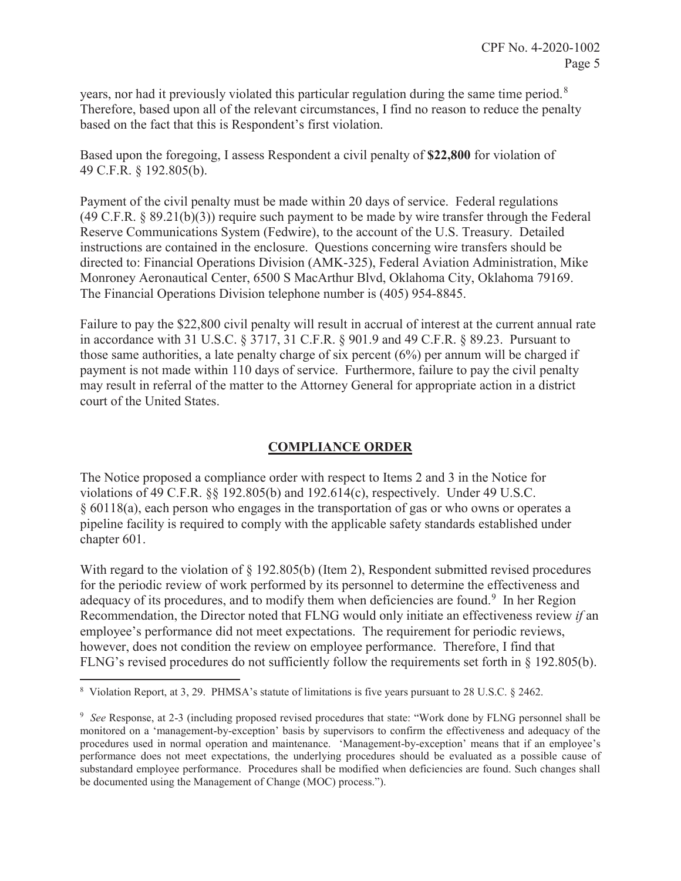years, nor had it previously violated this particular regulation during the same time period.[8] Therefore, based upon all of the relevant circumstances, I find no reason to reduce the penalty based on the fact that this is Respondent's first violation.

Based upon the foregoing, I assess Respondent a civil penalty of **$22,800** for violation of 49 C.F.R. § 192.805(b).

Payment of the civil penalty must be made within 20 days of service. Federal regulations (49 C.F.R. § 89.21(b)(3)) require such payment to be made by wire transfer through the Federal Reserve Communications System (Fedwire), to the account of the U.S. Treasury. Detailed instructions are contained in the enclosure. Questions concerning wire transfers should be directed to: Financial Operations Division (AMK-325), Federal Aviation Administration, Mike Monroney Aeronautical Center, 6500 S MacArthur Blvd, Oklahoma City, Oklahoma 79169. The Financial Operations Division telephone number is (405) 954-8845.

Failure to pay the $22,800 civil penalty will result in accrual of interest at the current annual rate in accordance with 31 U.S.C. § 3717, 31 C.F.R. § 901.9 and 49 C.F.R. § 89.23. Pursuant to those same authorities, a late penalty charge of six percent (6%) per annum will be charged if payment is not made within 110 days of service. Furthermore, failure to pay the civil penalty may result in referral of the matter to the Attorney General for appropriate action in a district court of the United States.

## COMPLIANCE ORDER

The Notice proposed a compliance order with respect to Items 2 and 3 in the Notice for violations of 49 C.F.R. §§ 192.805(b) and 192.614(c), respectively. Under 49 U.S.C. § 60118(a), each person who engages in the transportation of gas or who owns or operates a pipeline facility is required to comply with the applicable safety standards established under chapter 601.

With regard to the violation of § 192.805(b) (Item 2), Respondent submitted revised procedures for the periodic review of work performed by its personnel to determine the effectiveness and adequacy of its procedures, and to modify them when deficiencies are found.[9] In her Region Recommendation, the Director noted that FLNG would only initiate an effectiveness review *if* an employee's performance did not meet expectations. The requirement for periodic reviews, however, does not condition the review on employee performance. Therefore, I find that FLNG's revised procedures do not sufficiently follow the requirements set forth in § 192.805(b).

---

[8] Violation Report, at 3, 29. PHMSA's statute of limitations is five years pursuant to 28 U.S.C. § 2462.

[9] *See* Response, at 2-3 (including proposed revised procedures that state: "Work done by FLNG personnel shall be monitored on a 'management-by-exception' basis by supervisors to confirm the effectiveness and adequacy of the procedures used in normal operation and maintenance. 'Management-by-exception' means that if an employee's performance does not meet expectations, the underlying procedures should be evaluated as a possible cause of substandard employee performance. Procedures shall be modified when deficiencies are found. Such changes shall be documented using the Management of Change (MOC) process.").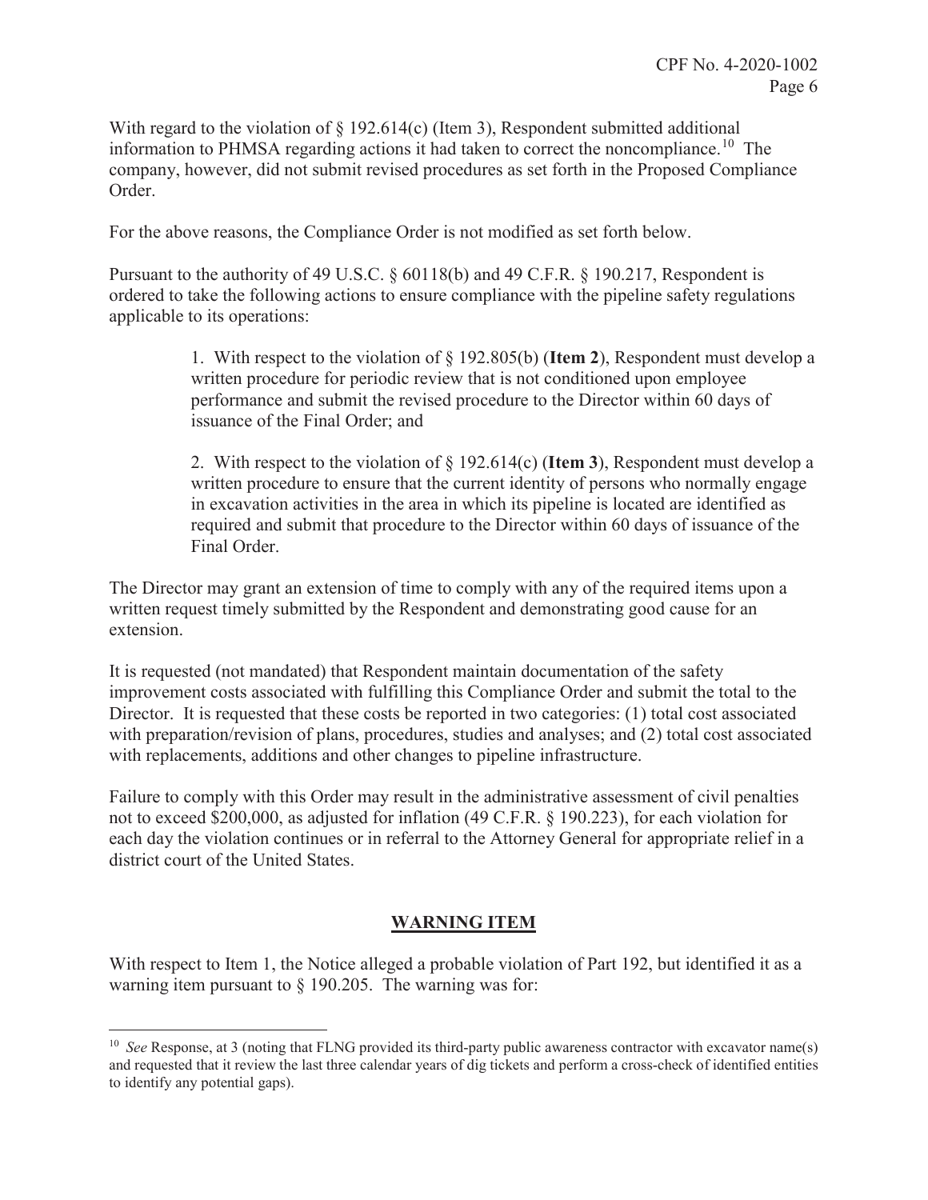With regard to the violation of § 192.614(c) (Item 3), Respondent submitted additional information to PHMSA regarding actions it had taken to correct the noncompliance.[10] The company, however, did not submit revised procedures as set forth in the Proposed Compliance Order.

For the above reasons, the Compliance Order is not modified as set forth below.

Pursuant to the authority of 49 U.S.C. § 60118(b) and 49 C.F.R. § 190.217, Respondent is ordered to take the following actions to ensure compliance with the pipeline safety regulations applicable to its operations:

> 1. With respect to the violation of § 192.805(b) (**Item 2**), Respondent must develop a written procedure for periodic review that is not conditioned upon employee performance and submit the revised procedure to the Director within 60 days of issuance of the Final Order; and
>
> 2. With respect to the violation of § 192.614(c) (**Item 3**), Respondent must develop a written procedure to ensure that the current identity of persons who normally engage in excavation activities in the area in which its pipeline is located are identified as required and submit that procedure to the Director within 60 days of issuance of the Final Order.

The Director may grant an extension of time to comply with any of the required items upon a written request timely submitted by the Respondent and demonstrating good cause for an extension.

It is requested (not mandated) that Respondent maintain documentation of the safety improvement costs associated with fulfilling this Compliance Order and submit the total to the Director. It is requested that these costs be reported in two categories: (1) total cost associated with preparation/revision of plans, procedures, studies and analyses; and (2) total cost associated with replacements, additions and other changes to pipeline infrastructure.

Failure to comply with this Order may result in the administrative assessment of civil penalties not to exceed $200,000, as adjusted for inflation (49 C.F.R. § 190.223), for each violation for each day the violation continues or in referral to the Attorney General for appropriate relief in a district court of the United States.

## WARNING ITEM

With respect to Item 1, the Notice alleged a probable violation of Part 192, but identified it as a warning item pursuant to § 190.205. The warning was for:

---

[10] *See* Response, at 3 (noting that FLNG provided its third-party public awareness contractor with excavator name(s) and requested that it review the last three calendar years of dig tickets and perform a cross-check of identified entities to identify any potential gaps).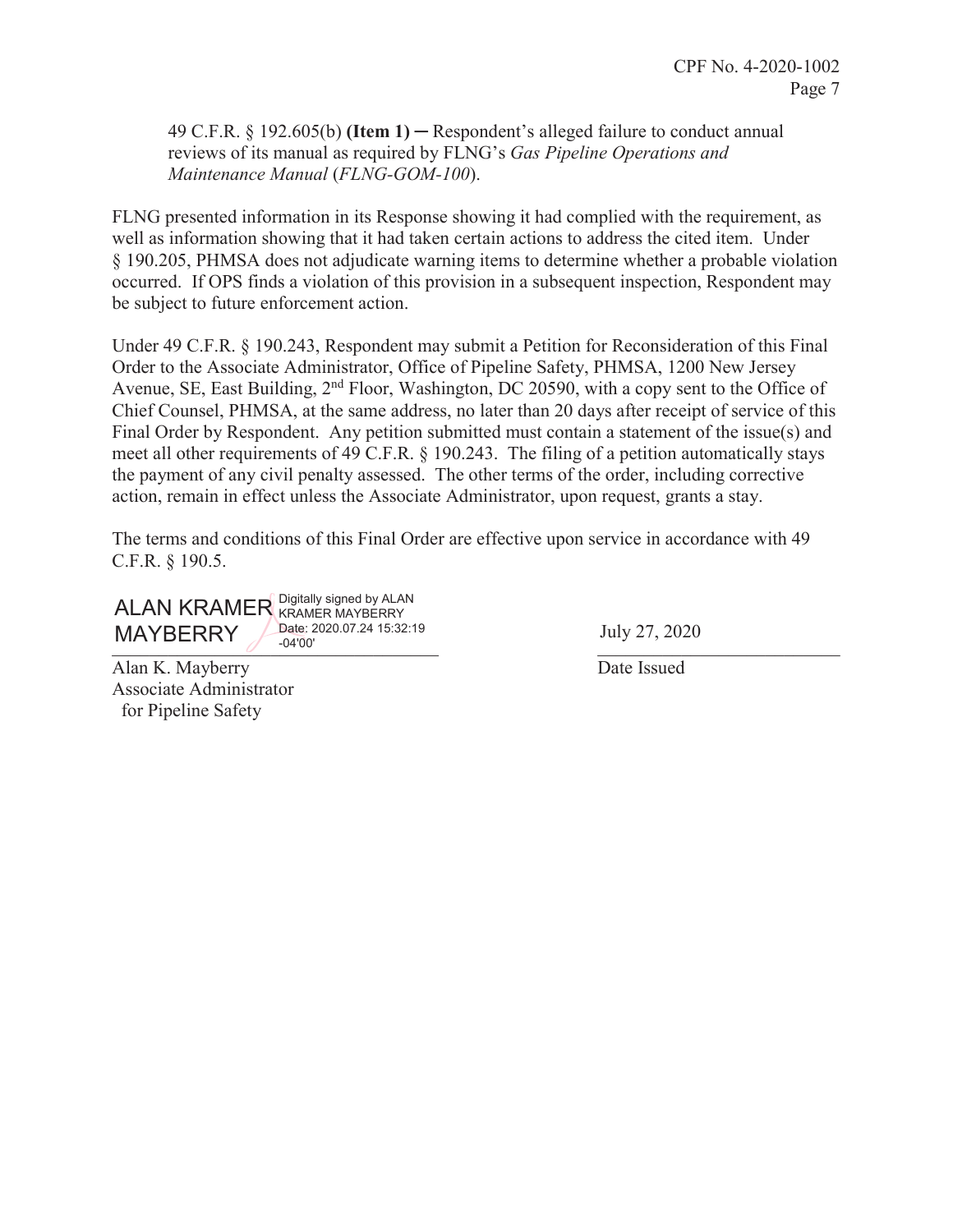49 C.F.R. § 192.605(b) **(Item 1)** ─ Respondent's alleged failure to conduct annual reviews of its manual as required by FLNG's *Gas Pipeline Operations and Maintenance Manual* (*FLNG-GOM-100*).

FLNG presented information in its Response showing it had complied with the requirement, as well as information showing that it had taken certain actions to address the cited item. Under § 190.205, PHMSA does not adjudicate warning items to determine whether a probable violation occurred. If OPS finds a violation of this provision in a subsequent inspection, Respondent may be subject to future enforcement action.

Under 49 C.F.R. § 190.243, Respondent may submit a Petition for Reconsideration of this Final Order to the Associate Administrator, Office of Pipeline Safety, PHMSA, 1200 New Jersey Avenue, SE, East Building, 2nd Floor, Washington, DC 20590, with a copy sent to the Office of Chief Counsel, PHMSA, at the same address, no later than 20 days after receipt of service of this Final Order by Respondent. Any petition submitted must contain a statement of the issue(s) and meet all other requirements of 49 C.F.R. § 190.243. The filing of a petition automatically stays the payment of any civil penalty assessed. The other terms of the order, including corrective action, remain in effect unless the Associate Administrator, upon request, grants a stay.

The terms and conditions of this Final Order are effective upon service in accordance with 49 C.F.R. § 190.5.

ALAN KRAMER MAYBERRY — Digitally signed by ALAN KRAMER MAYBERRY Date: 2020.07.24 15:32:19 -04'00'

July 27, 2020

Alan K. Mayberry
Associate Administrator
for Pipeline Safety

Date Issued